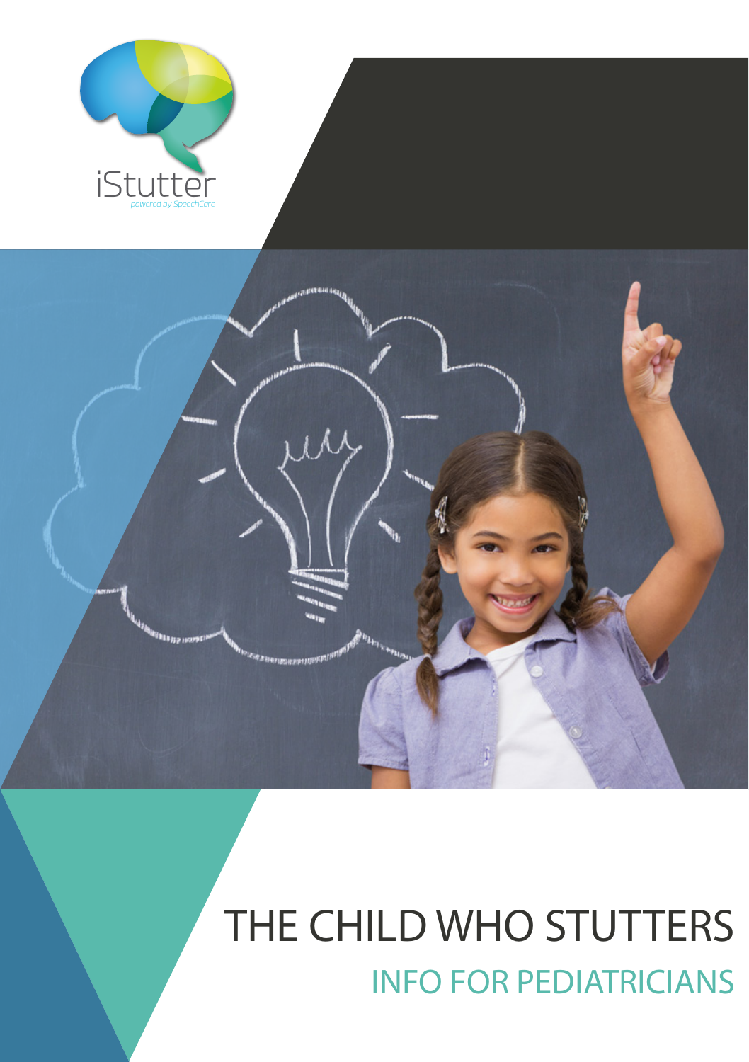iStutter

*powered by SpeechCare*

# THE CHILD WHO STUTTERS

## INFO FOR PEDIATRICIANS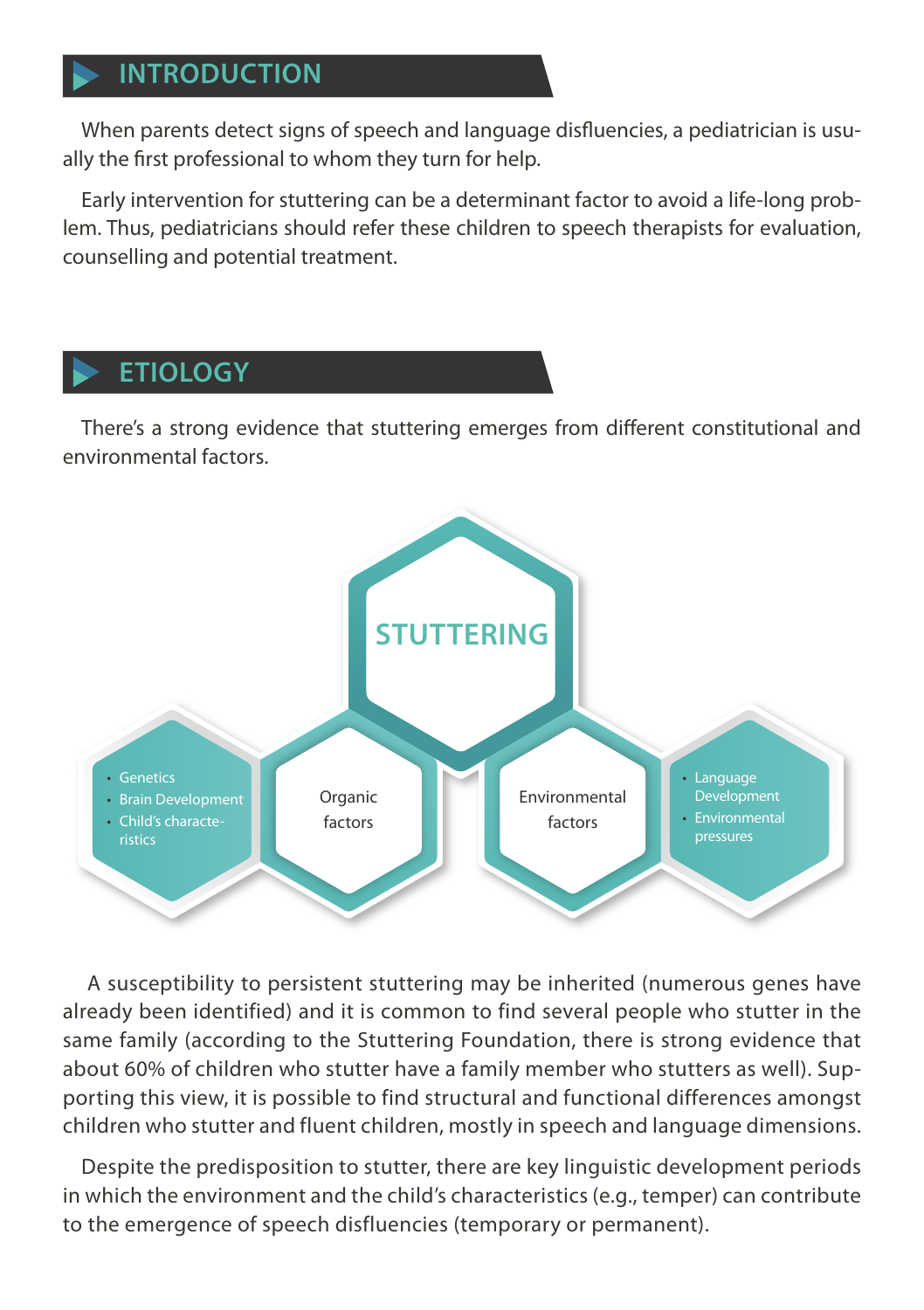## INTRODUCTION

When parents detect signs of speech and language disfluencies, a pediatrician is usually the first professional to whom they turn for help.

Early intervention for stuttering can be a determinant factor to avoid a life-long problem. Thus, pediatricians should refer these children to speech therapists for evaluation, counselling and potential treatment.

## ETIOLOGY

There's a strong evidence that stuttering emerges from different constitutional and environmental factors.

STUTTERING

- Genetics
- Brain Development
- Child's characteristics

Organic factors

Environmental factors

- Language Development
- Environmental pressures

A susceptibility to persistent stuttering may be inherited (numerous genes have already been identified) and it is common to find several people who stutter in the same family (according to the Stuttering Foundation, there is strong evidence that about 60% of children who stutter have a family member who stutters as well). Supporting this view, it is possible to find structural and functional differences amongst children who stutter and fluent children, mostly in speech and language dimensions.

Despite the predisposition to stutter, there are key linguistic development periods in which the environment and the child's characteristics (e.g., temper) can contribute to the emergence of speech disfluencies (temporary or permanent).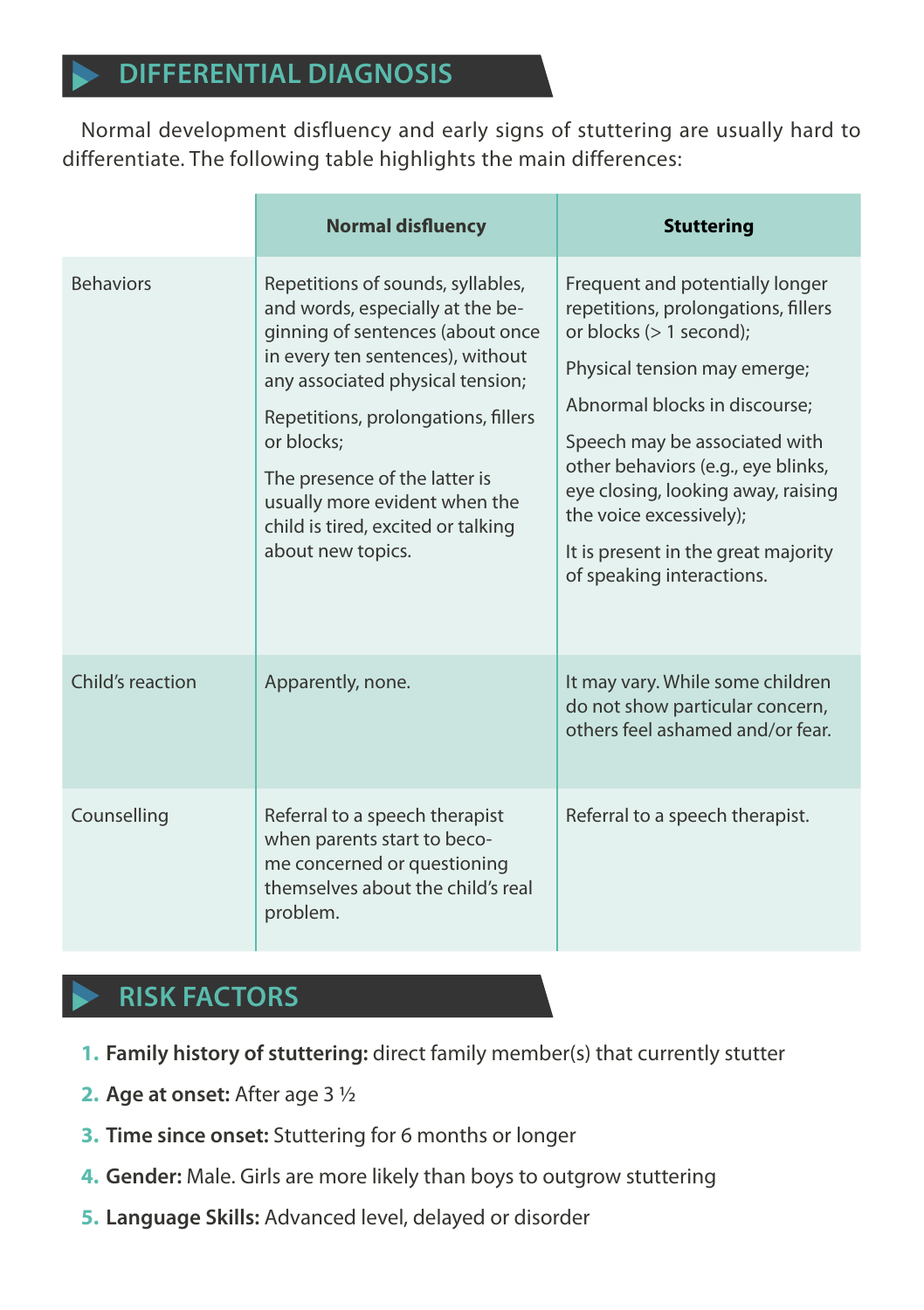## DIFFERENTIAL DIAGNOSIS

Normal development disfluency and early signs of stuttering are usually hard to differentiate. The following table highlights the main differences:

| | Normal disfluency | Stuttering |
|---|---|---|
| Behaviors | Repetitions of sounds, syllables, and words, especially at the beginning of sentences (about once in every ten sentences), without any associated physical tension;<br><br>Repetitions, prolongations, fillers or blocks;<br><br>The presence of the latter is usually more evident when the child is tired, excited or talking about new topics. | Frequent and potentially longer repetitions, prolongations, fillers or blocks (> 1 second);<br><br>Physical tension may emerge;<br><br>Abnormal blocks in discourse;<br><br>Speech may be associated with other behaviors (e.g., eye blinks, eye closing, looking away, raising the voice excessively);<br><br>It is present in the great majority of speaking interactions. |
| Child's reaction | Apparently, none. | It may vary. While some children do not show particular concern, others feel ashamed and/or fear. |
| Counselling | Referral to a speech therapist when parents start to become concerned or questioning themselves about the child's real problem. | Referral to a speech therapist. |

## RISK FACTORS

1. **Family history of stuttering:** direct family member(s) that currently stutter
2. **Age at onset:** After age 3 ½
3. **Time since onset:** Stuttering for 6 months or longer
4. **Gender:** Male. Girls are more likely than boys to outgrow stuttering
5. **Language Skills:** Advanced level, delayed or disorder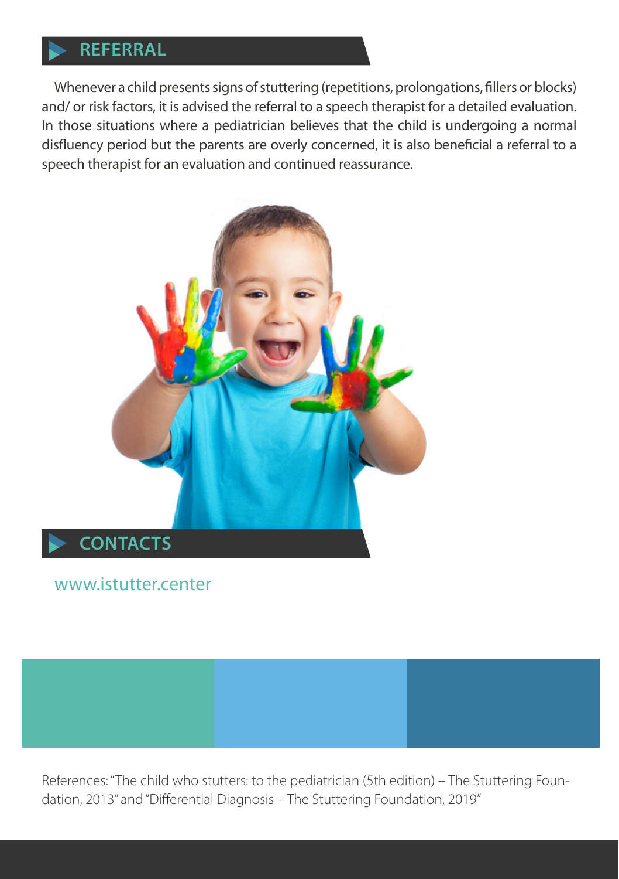## REFERRAL

Whenever a child presents signs of stuttering (repetitions, prolongations, fillers or blocks) and/ or risk factors, it is advised the referral to a speech therapist for a detailed evaluation. In those situations where a pediatrician believes that the child is undergoing a normal disfluency period but the parents are overly concerned, it is also beneficial a referral to a speech therapist for an evaluation and continued reassurance.

## CONTACTS

www.istutter.center

References: "The child who stutters: to the pediatrician (5th edition) – The Stuttering Foundation, 2013" and "Differential Diagnosis – The Stuttering Foundation, 2019"